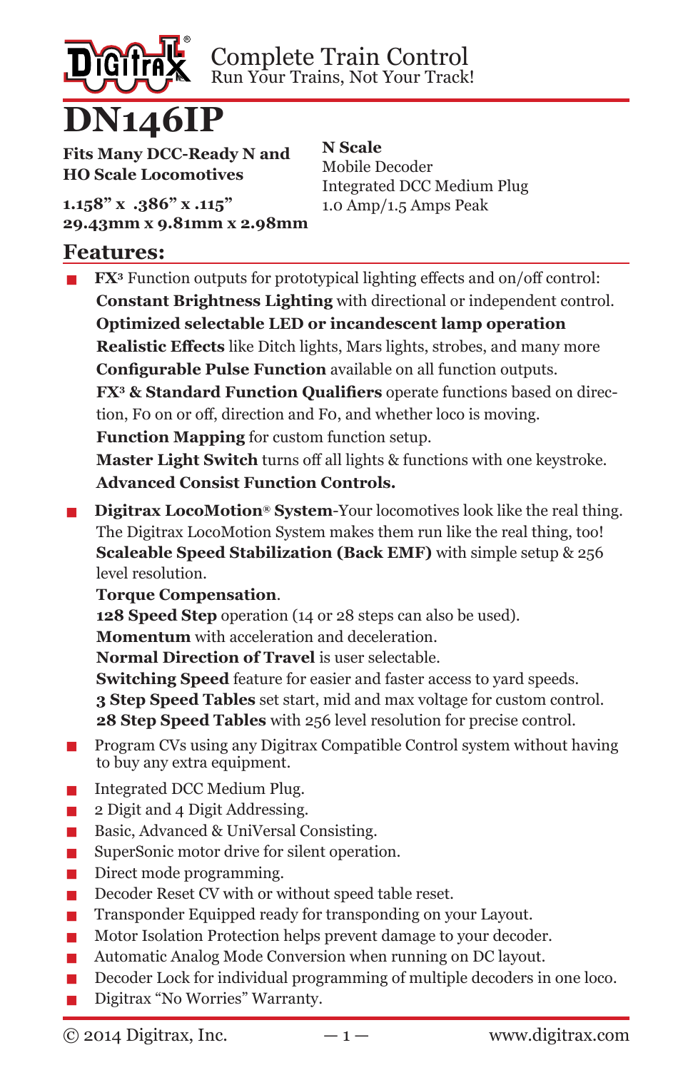Digitrax® Complete Train Control
Run Your Trains, Not Your Track!

# DN146IP

**Fits Many DCC-Ready N and HO Scale Locomotives**

**1.158" x .386" x .115"**
**29.43mm x 9.81mm x 2.98mm**

**N Scale**
Mobile Decoder
Integrated DCC Medium Plug
1.0 Amp/1.5 Amps Peak

## Features:

- **FX³** Function outputs for prototypical lighting effects and on/off control:
  **Constant Brightness Lighting** with directional or independent control.
  **Optimized selectable LED or incandescent lamp operation**
  **Realistic Effects** like Ditch lights, Mars lights, strobes, and many more
  **Configurable Pulse Function** available on all function outputs.
  **FX³ & Standard Function Qualifiers** operate functions based on direction, F0 on or off, direction and F0, and whether loco is moving.
  **Function Mapping** for custom function setup.
  **Master Light Switch** turns off all lights & functions with one keystroke.
  **Advanced Consist Function Controls.**
- **Digitrax LocoMotion® System**-Your locomotives look like the real thing. The Digitrax LocoMotion System makes them run like the real thing, too!
  **Scaleable Speed Stabilization (Back EMF)** with simple setup & 256 level resolution.
  **Torque Compensation**.
  **128 Speed Step** operation (14 or 28 steps can also be used).
  **Momentum** with acceleration and deceleration.
  **Normal Direction of Travel** is user selectable.
  **Switching Speed** feature for easier and faster access to yard speeds.
  **3 Step Speed Tables** set start, mid and max voltage for custom control.
  **28 Step Speed Tables** with 256 level resolution for precise control.
- Program CVs using any Digitrax Compatible Control system without having to buy any extra equipment.
- Integrated DCC Medium Plug.
- 2 Digit and 4 Digit Addressing.
- Basic, Advanced & UniVersal Consisting.
- SuperSonic motor drive for silent operation.
- Direct mode programming.
- Decoder Reset CV with or without speed table reset.
- Transponder Equipped ready for transponding on your Layout.
- Motor Isolation Protection helps prevent damage to your decoder.
- Automatic Analog Mode Conversion when running on DC layout.
- Decoder Lock for individual programming of multiple decoders in one loco.
- Digitrax "No Worries" Warranty.

© 2014 Digitrax, Inc. www.digitrax.com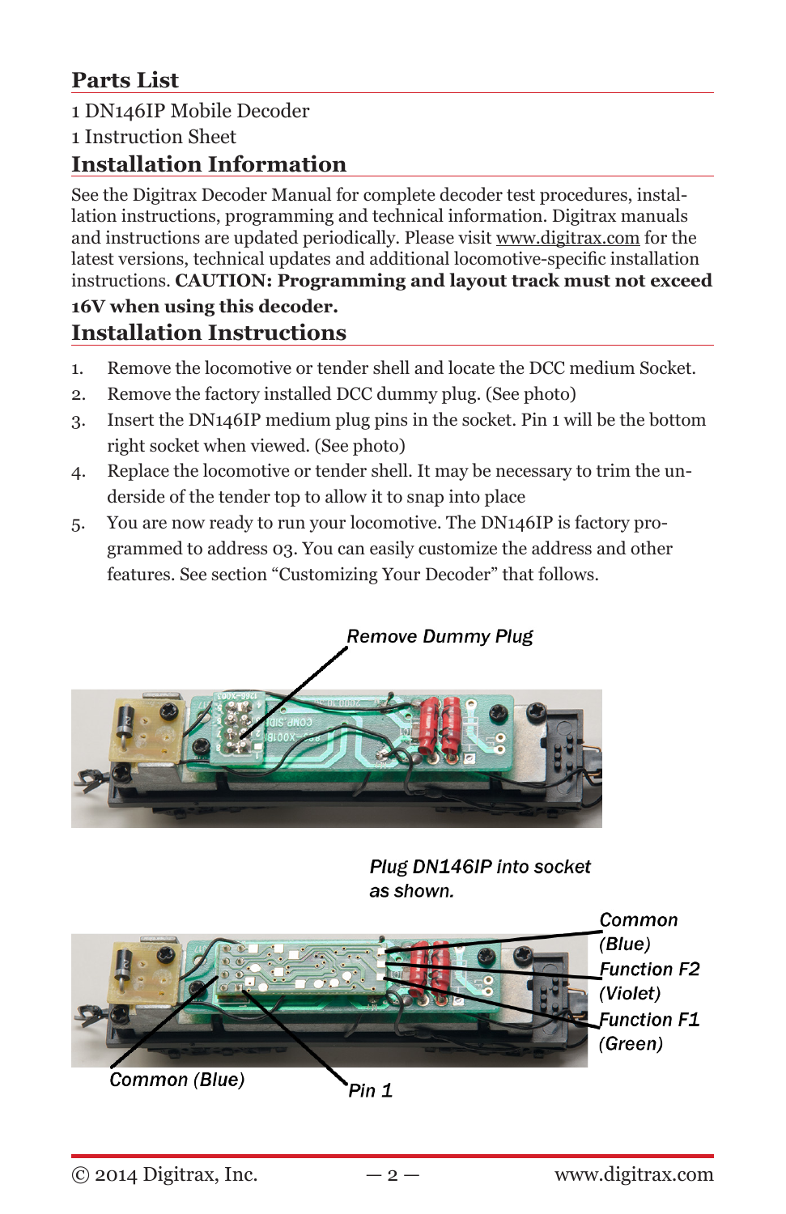## Parts List

1 DN146IP Mobile Decoder
1 Instruction Sheet

## Installation Information

See the Digitrax Decoder Manual for complete decoder test procedures, installation instructions, programming and technical information. Digitrax manuals and instructions are updated periodically. Please visit www.digitrax.com for the latest versions, technical updates and additional locomotive-specific installation instructions. **CAUTION: Programming and layout track must not exceed 16V when using this decoder.**

## Installation Instructions

1. Remove the locomotive or tender shell and locate the DCC medium Socket.
2. Remove the factory installed DCC dummy plug. (See photo)
3. Insert the DN146IP medium plug pins in the socket. Pin 1 will be the bottom right socket when viewed. (See photo)
4. Replace the locomotive or tender shell. It may be necessary to trim the underside of the tender top to allow it to snap into place
5. You are now ready to run your locomotive. The DN146IP is factory programmed to address 03. You can easily customize the address and other features. See section "Customizing Your Decoder" that follows.

*Remove Dummy Plug*

*Plug DN146IP into socket as shown.*

*Common (Blue)*

*Function F2 (Violet)*

*Function F1 (Green)*

*Common (Blue)*

*Pin 1*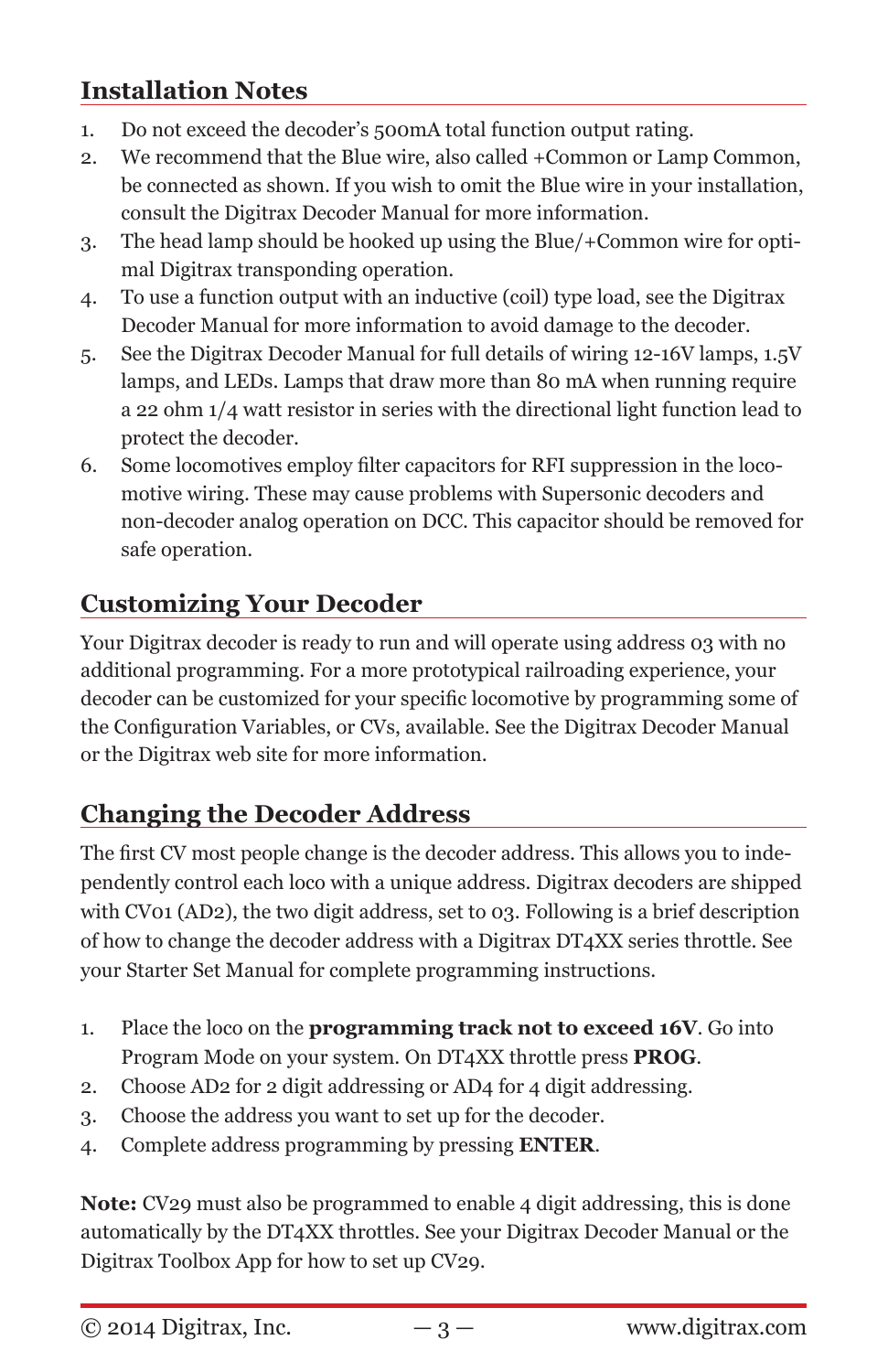## Installation Notes

1. Do not exceed the decoder's 500mA total function output rating.
2. We recommend that the Blue wire, also called +Common or Lamp Common, be connected as shown. If you wish to omit the Blue wire in your installation, consult the Digitrax Decoder Manual for more information.
3. The head lamp should be hooked up using the Blue/+Common wire for optimal Digitrax transponding operation.
4. To use a function output with an inductive (coil) type load, see the Digitrax Decoder Manual for more information to avoid damage to the decoder.
5. See the Digitrax Decoder Manual for full details of wiring 12-16V lamps, 1.5V lamps, and LEDs. Lamps that draw more than 80 mA when running require a 22 ohm 1/4 watt resistor in series with the directional light function lead to protect the decoder.
6. Some locomotives employ filter capacitors for RFI suppression in the locomotive wiring. These may cause problems with Supersonic decoders and non-decoder analog operation on DCC. This capacitor should be removed for safe operation.

## Customizing Your Decoder

Your Digitrax decoder is ready to run and will operate using address 03 with no additional programming. For a more prototypical railroading experience, your decoder can be customized for your specific locomotive by programming some of the Configuration Variables, or CVs, available. See the Digitrax Decoder Manual or the Digitrax web site for more information.

## Changing the Decoder Address

The first CV most people change is the decoder address. This allows you to independently control each loco with a unique address. Digitrax decoders are shipped with CV01 (AD2), the two digit address, set to 03. Following is a brief description of how to change the decoder address with a Digitrax DT4XX series throttle. See your Starter Set Manual for complete programming instructions.

1. Place the loco on the **programming track not to exceed 16V**. Go into Program Mode on your system. On DT4XX throttle press **PROG**.
2. Choose AD2 for 2 digit addressing or AD4 for 4 digit addressing.
3. Choose the address you want to set up for the decoder.
4. Complete address programming by pressing **ENTER**.

**Note:** CV29 must also be programmed to enable 4 digit addressing, this is done automatically by the DT4XX throttles. See your Digitrax Decoder Manual or the Digitrax Toolbox App for how to set up CV29.

© 2014 Digitrax, Inc. www.digitrax.com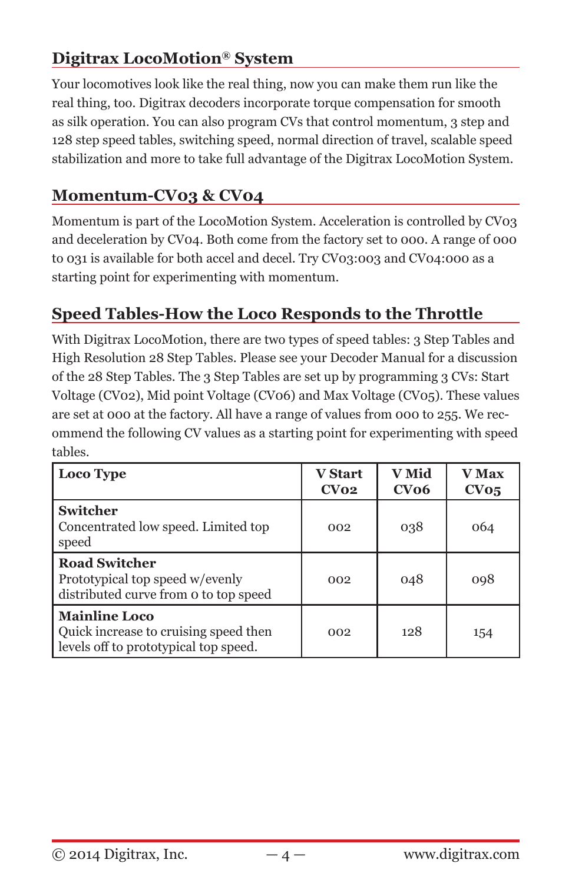## Digitrax LocoMotion® System

Your locomotives look like the real thing, now you can make them run like the real thing, too. Digitrax decoders incorporate torque compensation for smooth as silk operation. You can also program CVs that control momentum, 3 step and 128 step speed tables, switching speed, normal direction of travel, scalable speed stabilization and more to take full advantage of the Digitrax LocoMotion System.

## Momentum-CV03 & CV04

Momentum is part of the LocoMotion System. Acceleration is controlled by CV03 and deceleration by CV04. Both come from the factory set to 000. A range of 000 to 031 is available for both accel and decel. Try CV03:003 and CV04:000 as a starting point for experimenting with momentum.

## Speed Tables-How the Loco Responds to the Throttle

With Digitrax LocoMotion, there are two types of speed tables: 3 Step Tables and High Resolution 28 Step Tables. Please see your Decoder Manual for a discussion of the 28 Step Tables. The 3 Step Tables are set up by programming 3 CVs: Start Voltage (CV02), Mid point Voltage (CV06) and Max Voltage (CV05). These values are set at 000 at the factory. All have a range of values from 000 to 255. We recommend the following CV values as a starting point for experimenting with speed tables.

| Loco Type | V Start CV02 | V Mid CV06 | V Max CV05 |
|---|---|---|---|
| **Switcher** Concentrated low speed. Limited top speed | 002 | 038 | 064 |
| **Road Switcher** Prototypical top speed w/evenly distributed curve from 0 to top speed | 002 | 048 | 098 |
| **Mainline Loco** Quick increase to cruising speed then levels off to prototypical top speed. | 002 | 128 | 154 |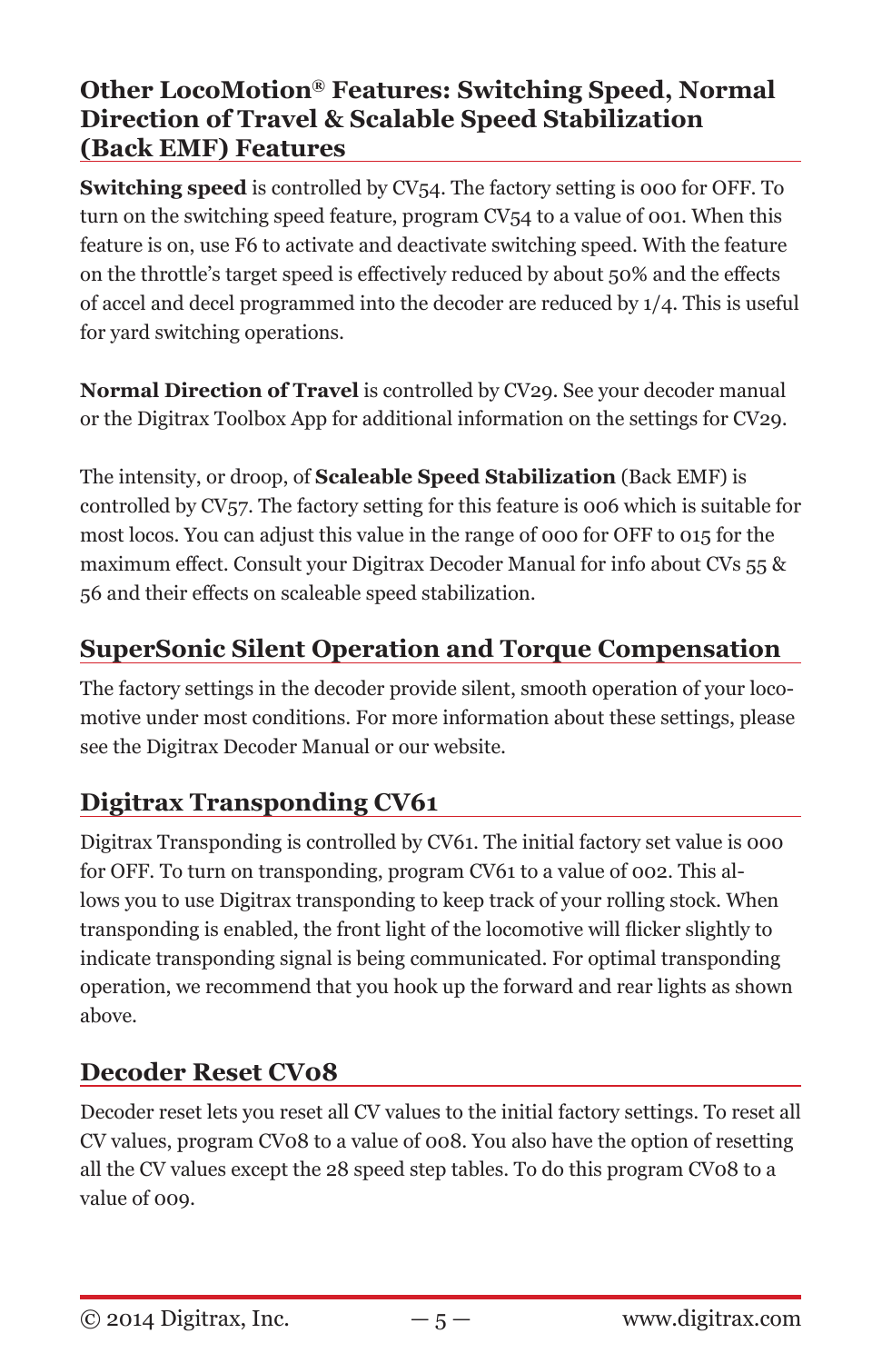## Other LocoMotion® Features: Switching Speed, Normal Direction of Travel & Scalable Speed Stabilization (Back EMF) Features

**Switching speed** is controlled by CV54. The factory setting is 000 for OFF. To turn on the switching speed feature, program CV54 to a value of 001. When this feature is on, use F6 to activate and deactivate switching speed. With the feature on the throttle's target speed is effectively reduced by about 50% and the effects of accel and decel programmed into the decoder are reduced by 1/4. This is useful for yard switching operations.

**Normal Direction of Travel** is controlled by CV29. See your decoder manual or the Digitrax Toolbox App for additional information on the settings for CV29.

The intensity, or droop, of **Scaleable Speed Stabilization** (Back EMF) is controlled by CV57. The factory setting for this feature is 006 which is suitable for most locos. You can adjust this value in the range of 000 for OFF to 015 for the maximum effect. Consult your Digitrax Decoder Manual for info about CVs 55 & 56 and their effects on scaleable speed stabilization.

## SuperSonic Silent Operation and Torque Compensation

The factory settings in the decoder provide silent, smooth operation of your locomotive under most conditions. For more information about these settings, please see the Digitrax Decoder Manual or our website.

## Digitrax Transponding CV61

Digitrax Transponding is controlled by CV61. The initial factory set value is 000 for OFF. To turn on transponding, program CV61 to a value of 002. This allows you to use Digitrax transponding to keep track of your rolling stock. When transponding is enabled, the front light of the locomotive will flicker slightly to indicate transponding signal is being communicated. For optimal transponding operation, we recommend that you hook up the forward and rear lights as shown above.

## Decoder Reset CV08

Decoder reset lets you reset all CV values to the initial factory settings. To reset all CV values, program CV08 to a value of 008. You also have the option of resetting all the CV values except the 28 speed step tables. To do this program CV08 to a value of 009.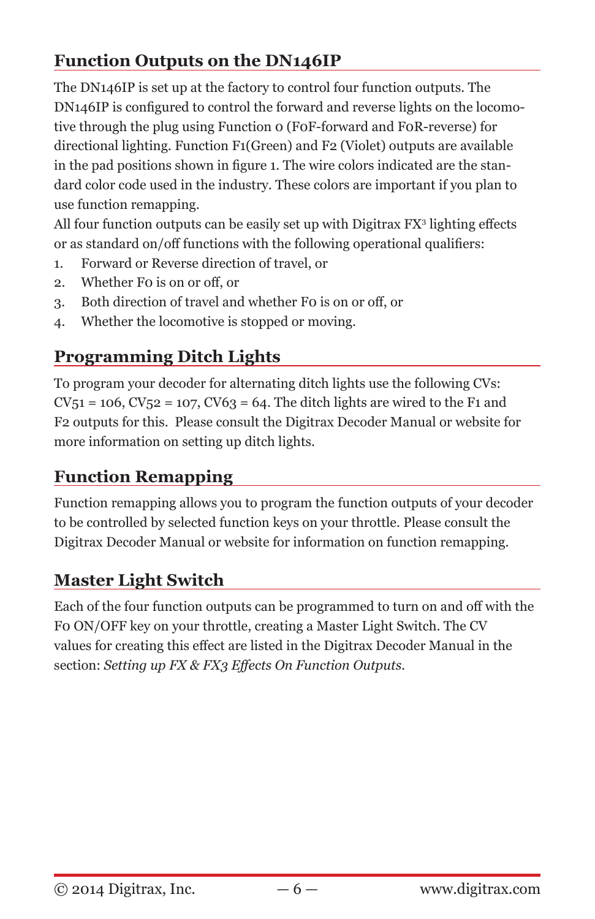## Function Outputs on the DN146IP

The DN146IP is set up at the factory to control four function outputs. The DN146IP is configured to control the forward and reverse lights on the locomotive through the plug using Function 0 (F0F-forward and F0R-reverse) for directional lighting. Function F1(Green) and F2 (Violet) outputs are available in the pad positions shown in figure 1. The wire colors indicated are the standard color code used in the industry. These colors are important if you plan to use function remapping.

All four function outputs can be easily set up with Digitrax $FX^3$ lighting effects or as standard on/off functions with the following operational qualifiers:

1. Forward or Reverse direction of travel, or
2. Whether F0 is on or off, or
3. Both direction of travel and whether F0 is on or off, or
4. Whether the locomotive is stopped or moving.

## Programming Ditch Lights

To program your decoder for alternating ditch lights use the following CVs: CV51 = 106, CV52 = 107, CV63 = 64. The ditch lights are wired to the F1 and F2 outputs for this. Please consult the Digitrax Decoder Manual or website for more information on setting up ditch lights.

## Function Remapping

Function remapping allows you to program the function outputs of your decoder to be controlled by selected function keys on your throttle. Please consult the Digitrax Decoder Manual or website for information on function remapping.

## Master Light Switch

Each of the four function outputs can be programmed to turn on and off with the F0 ON/OFF key on your throttle, creating a Master Light Switch. The CV values for creating this effect are listed in the Digitrax Decoder Manual in the section: *Setting up FX & FX3 Effects On Function Outputs*.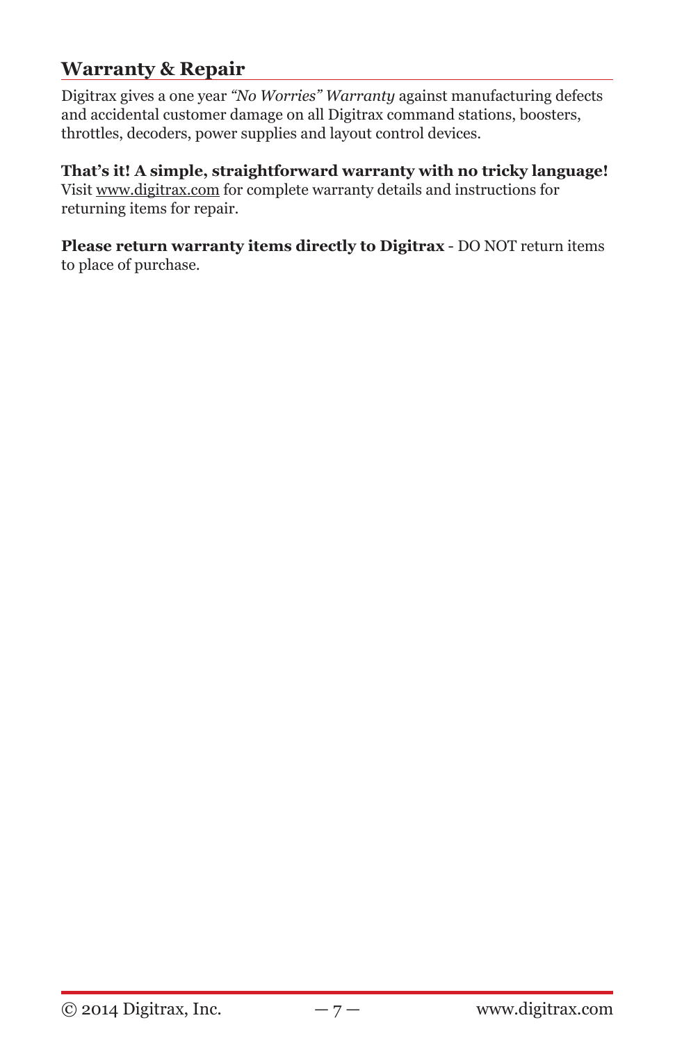## Warranty & Repair

Digitrax gives a one year *"No Worries" Warranty* against manufacturing defects and accidental customer damage on all Digitrax command stations, boosters, throttles, decoders, power supplies and layout control devices.

**That's it! A simple, straightforward warranty with no tricky language!** Visit www.digitrax.com for complete warranty details and instructions for returning items for repair.

**Please return warranty items directly to Digitrax** - DO NOT return items to place of purchase.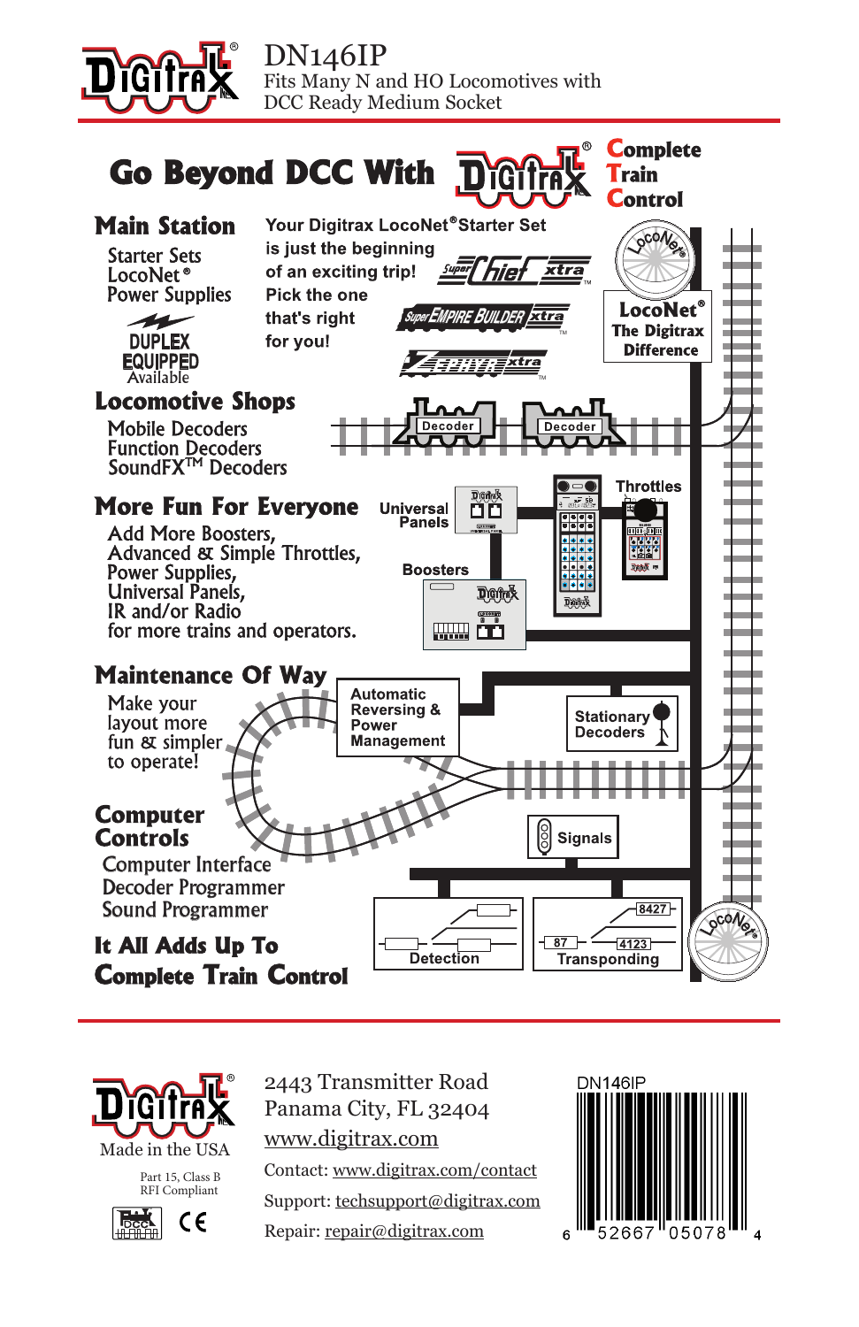# DN146IP

Fits Many N and HO Locomotives with DCC Ready Medium Socket

## Go Beyond DCC With Digitrax

**Complete Train Control**

### Main Station

Starter Sets
LocoNet®
Power Supplies

DUPLEX EQUIPPED Available

Your Digitrax LocoNet® Starter Set is just the beginning of an exciting trip! Pick the one that's right for you!

Super Chief xtra™

Super EMPIRE BUILDER xtra™

Zephyr xtra™

LocoNet® The Digitrax Difference

### Locomotive Shops

Mobile Decoders
Function Decoders
SoundFX™ Decoders

Decoder

Decoder

### More Fun For Everyone

Add More Boosters,
Advanced & Simple Throttles,
Power Supplies,
Universal Panels,
IR and/or Radio
for more trains and operators.

Universal Panels

Throttles

Boosters

### Maintenance Of Way

Make your layout more fun & simpler to operate!

Automatic Reversing & Power Management

Stationary Decoders

### Computer Controls

Computer Interface
Decoder Programmer
Sound Programmer

Signals

Detection

Transponding

8427

87

4123

### It All Adds Up To Complete Train Control

---

Made in the USA

Part 15, Class B RFI Compliant

2443 Transmitter Road
Panama City, FL 32404
www.digitrax.com

Contact: www.digitrax.com/contact

Support: techsupport@digitrax.com

Repair: repair@digitrax.com

DN146IP

6 52667 05078 4